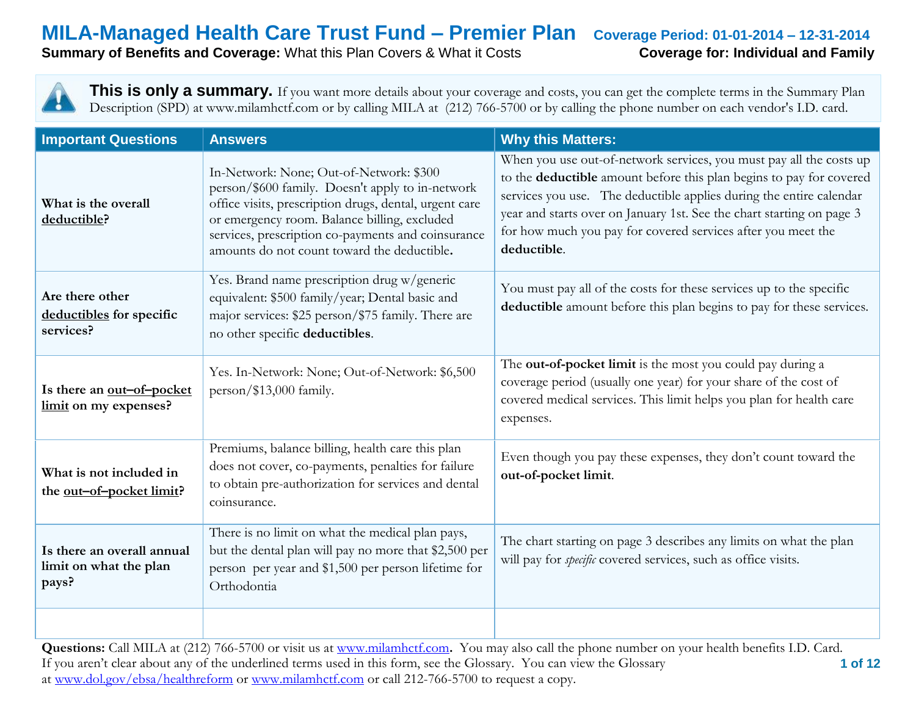# MILA-Managed Health Care Trust Fund – Premier Plan

**Coverage Period: 01-01-2014 – 12-31-2014**

**Summary of Benefits and Coverage:** What this Plan Covers & What it Costs **Coverage for: Individual and Family**

**This is only a summary.** If you want more details about your coverage and costs, you can get the complete terms in the Summary Plan Description (SPD) at www.milamhctf.com or by calling MILA at (212) 766-5700 or by calling the phone number on each vendor's I.D. card.

| Important Questions | Answers | Why this Matters: |
|---|---|---|
| **What is the overall deductible?** | In-Network: None; Out-of-Network: $300 person/$600 family. Doesn't apply to in-network office visits, prescription drugs, dental, urgent care or emergency room. Balance billing, excluded services, prescription co-payments and coinsurance amounts do not count toward the deductible**.** | When you use out-of-network services, you must pay all the costs up to the **deductible** amount before this plan begins to pay for covered services you use. The deductible applies during the entire calendar year and starts over on January 1st. See the chart starting on page 3 for how much you pay for covered services after you meet the **deductible**. |
| **Are there other deductibles for specific services?** | Yes. Brand name prescription drug w/generic equivalent: $500 family/year; Dental basic and major services: $25 person/$75 family. There are no other specific **deductibles**. | You must pay all of the costs for these services up to the specific **deductible** amount before this plan begins to pay for these services. |
| **Is there an out–of–pocket limit on my expenses?** | Yes. In-Network: None; Out-of-Network: $6,500 person/$13,000 family. | The **out-of-pocket limit** is the most you could pay during a coverage period (usually one year) for your share of the cost of covered medical services. This limit helps you plan for health care expenses. |
| **What is not included in the out–of–pocket limit?** | Premiums, balance billing, health care this plan does not cover, co-payments, penalties for failure to obtain pre-authorization for services and dental coinsurance. | Even though you pay these expenses, they don't count toward the **out-of-pocket limit**. |
| **Is there an overall annual limit on what the plan pays?** | There is no limit on what the medical plan pays, but the dental plan will pay no more that $2,500 per person per year and $1,500 per person lifetime for Orthodontia | The chart starting on page 3 describes any limits on what the plan will pay for *specific* covered services, such as office visits. |
| | | |

**Questions:** Call MILA at (212) 766-5700 or visit us at www.milamhctf.com**.** You may also call the phone number on your health benefits I.D. Card. If you aren't clear about any of the underlined terms used in this form, see the Glossary. You can view the Glossary at www.dol.gov/ebsa/healthreform or www.milamhctf.com or call 212-766-5700 to request a copy.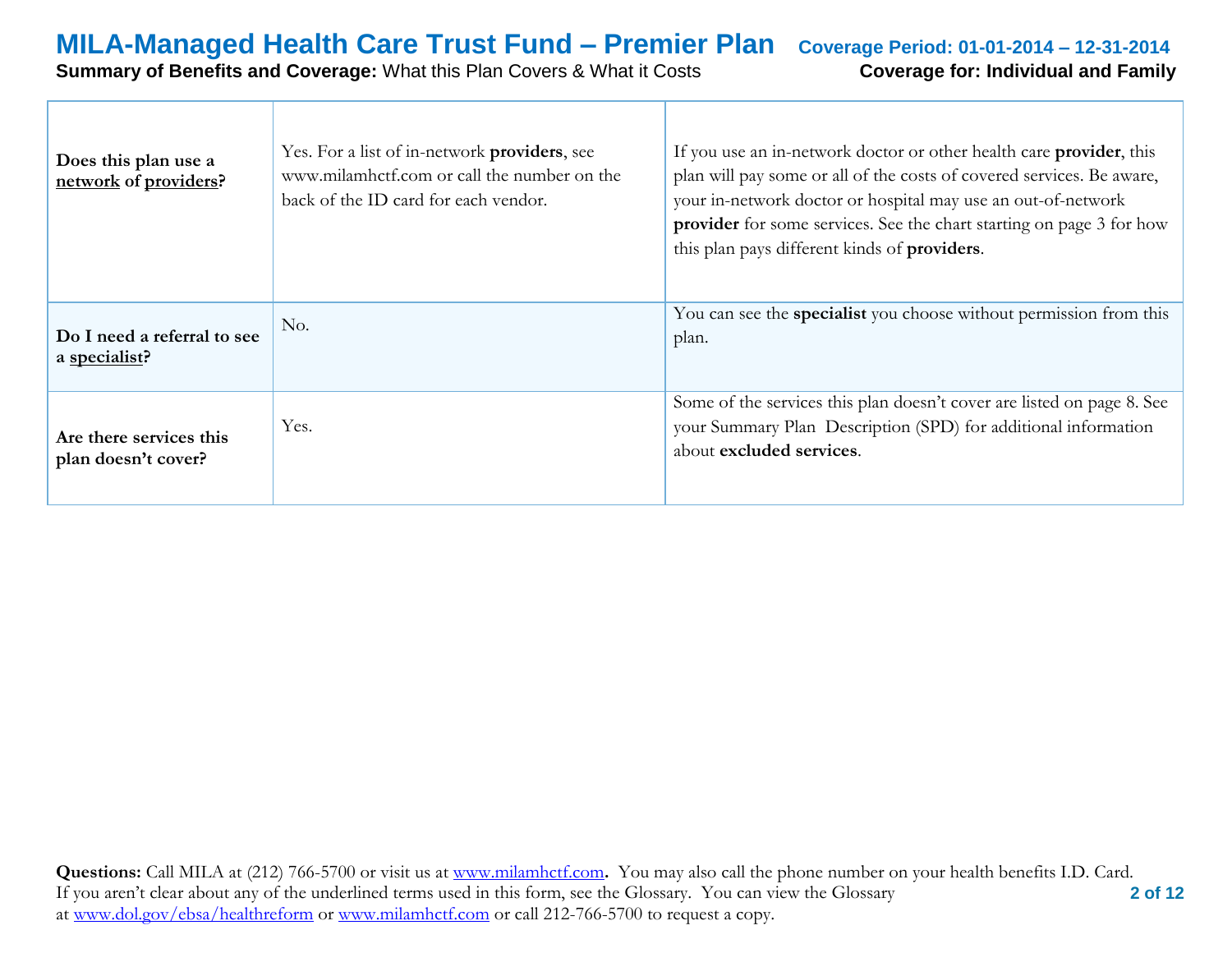| | | |
|---|---|---|
| **Does this plan use a <u>network</u> of <u>providers</u>?** | Yes. For a list of in-network **providers**, see www.milamhctf.com or call the number on the back of the ID card for each vendor. | If you use an in-network doctor or other health care **provider**, this plan will pay some or all of the costs of covered services. Be aware, your in-network doctor or hospital may use an out-of-network **provider** for some services. See the chart starting on page 3 for how this plan pays different kinds of **providers**. |
| **Do I need a referral to see a <u>specialist</u>?** | No. | You can see the **specialist** you choose without permission from this plan. |
| **Are there services this plan doesn't cover?** | Yes. | Some of the services this plan doesn't cover are listed on page 8. See your Summary Plan Description (SPD) for additional information about **excluded services**. |

**Questions:** Call MILA at (212) 766-5700 or visit us at [www.milamhctf.com](www.milamhctf.com). You may also call the phone number on your health benefits I.D. Card. If you aren't clear about any of the underlined terms used in this form, see the Glossary. You can view the Glossary at [www.dol.gov/ebsa/healthreform](www.dol.gov/ebsa/healthreform) or [www.milamhctf.com](www.milamhctf.com) or call 212-766-5700 to request a copy.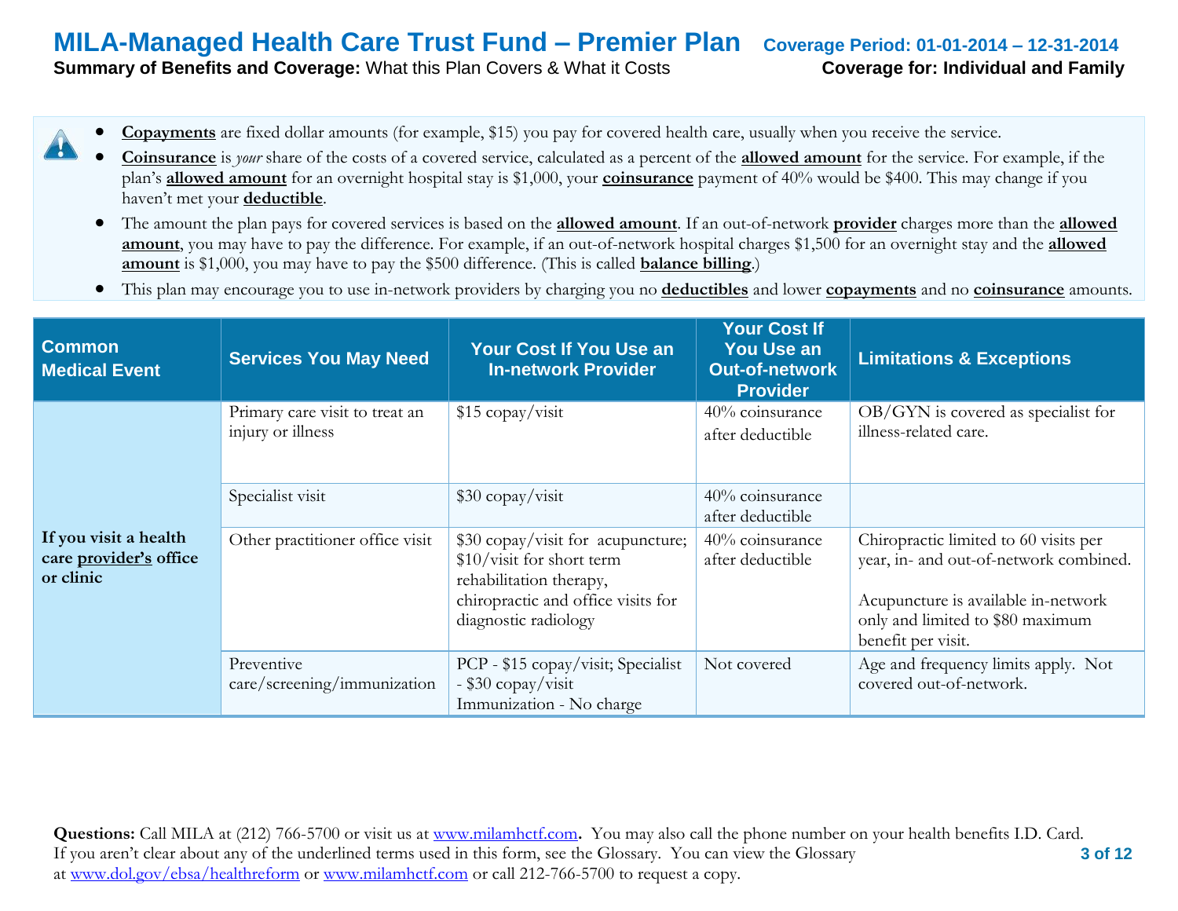- **Copayments** are fixed dollar amounts (for example, $15) you pay for covered health care, usually when you receive the service.
- **Coinsurance** is *your* share of the costs of a covered service, calculated as a percent of the **allowed amount** for the service. For example, if the plan's **allowed amount** for an overnight hospital stay is $1,000, your **coinsurance** payment of 40% would be $400. This may change if you haven't met your **deductible**.
- The amount the plan pays for covered services is based on the **allowed amount**. If an out-of-network **provider** charges more than the **allowed amount**, you may have to pay the difference. For example, if an out-of-network hospital charges $1,500 for an overnight stay and the **allowed amount** is $1,000, you may have to pay the $500 difference. (This is called **balance billing**.)
- This plan may encourage you to use in-network providers by charging you no **deductibles** and lower **copayments** and no **coinsurance** amounts.

| Common Medical Event | Services You May Need | Your Cost If You Use an In-network Provider | Your Cost If You Use an Out-of-network Provider | Limitations & Exceptions |
|---|---|---|---|---|
| **If you visit a health care provider's office or clinic** | Primary care visit to treat an injury or illness | $15 copay/visit | 40% coinsurance after deductible | OB/GYN is covered as specialist for illness-related care. |
| | Specialist visit | $30 copay/visit | 40% coinsurance after deductible | |
| | Other practitioner office visit | $30 copay/visit for acupuncture; $10/visit for short term rehabilitation therapy, chiropractic and office visits for diagnostic radiology | 40% coinsurance after deductible | Chiropractic limited to 60 visits per year, in- and out-of-network combined. Acupuncture is available in-network only and limited to $80 maximum benefit per visit. |
| | Preventive care/screening/immunization | PCP - $15 copay/visit; Specialist - $30 copay/visit Immunization - No charge | Not covered | Age and frequency limits apply. Not covered out-of-network. |

**Questions:** Call MILA at (212) 766-5700 or visit us at www.milamhctf.com. You may also call the phone number on your health benefits I.D. Card. If you aren't clear about any of the underlined terms used in this form, see the Glossary. You can view the Glossary at www.dol.gov/ebsa/healthreform or www.milamhctf.com or call 212-766-5700 to request a copy.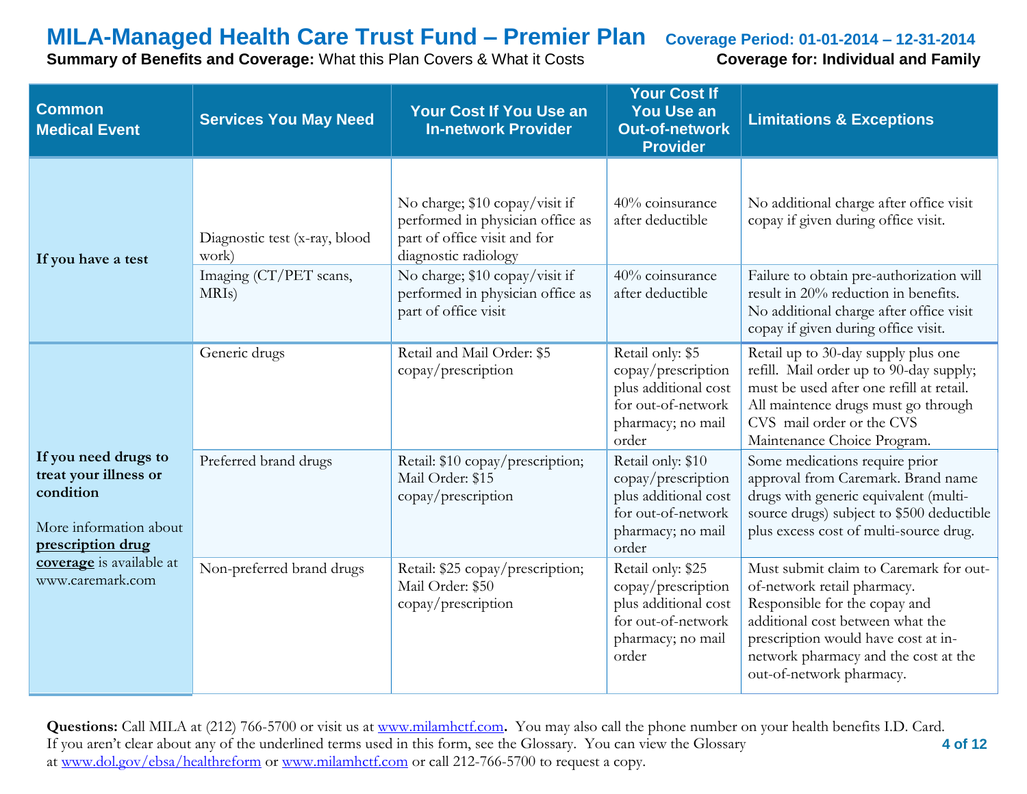# MILA-Managed Health Care Trust Fund – Premier Plan

**Coverage Period: 01-01-2014 – 12-31-2014**

**Summary of Benefits and Coverage:** What this Plan Covers & What it Costs

**Coverage for: Individual and Family**

| Common Medical Event | Services You May Need | Your Cost If You Use an In-network Provider | Your Cost If You Use an Out-of-network Provider | Limitations & Exceptions |
|---|---|---|---|---|
| **If you have a test** | Diagnostic test (x-ray, blood work) | No charge; $10 copay/visit if performed in physician office as part of office visit and for diagnostic radiology | 40% coinsurance after deductible | No additional charge after office visit copay if given during office visit. |
| | Imaging (CT/PET scans, MRIs) | No charge; $10 copay/visit if performed in physician office as part of office visit | 40% coinsurance after deductible | Failure to obtain pre-authorization will result in 20% reduction in benefits. No additional charge after office visit copay if given during office visit. |
| **If you need drugs to treat your illness or condition** More information about **prescription drug coverage** is available at www.caremark.com | Generic drugs | Retail and Mail Order: $5 copay/prescription | Retail only: $5 copay/prescription plus additional cost for out-of-network pharmacy; no mail order | Retail up to 30-day supply plus one refill. Mail order up to 90-day supply; must be used after one refill at retail. All maintence drugs must go through CVS mail order or the CVS Maintenance Choice Program. |
| | Preferred brand drugs | Retail: $10 copay/prescription; Mail Order: $15 copay/prescription | Retail only: $10 copay/prescription plus additional cost for out-of-network pharmacy; no mail order | Some medications require prior approval from Caremark. Brand name drugs with generic equivalent (multi-source drugs) subject to $500 deductible plus excess cost of multi-source drug. |
| | Non-preferred brand drugs | Retail: $25 copay/prescription; Mail Order: $50 copay/prescription | Retail only: $25 copay/prescription plus additional cost for out-of-network pharmacy; no mail order | Must submit claim to Caremark for out-of-network retail pharmacy. Responsible for the copay and additional cost between what the prescription would have cost at in-network pharmacy and the cost at the out-of-network pharmacy. |

**Questions:** Call MILA at (212) 766-5700 or visit us at www.milamhctf.com**.** You may also call the phone number on your health benefits I.D. Card. If you aren't clear about any of the underlined terms used in this form, see the Glossary. You can view the Glossary at www.dol.gov/ebsa/healthreform or www.milamhctf.com or call 212-766-5700 to request a copy.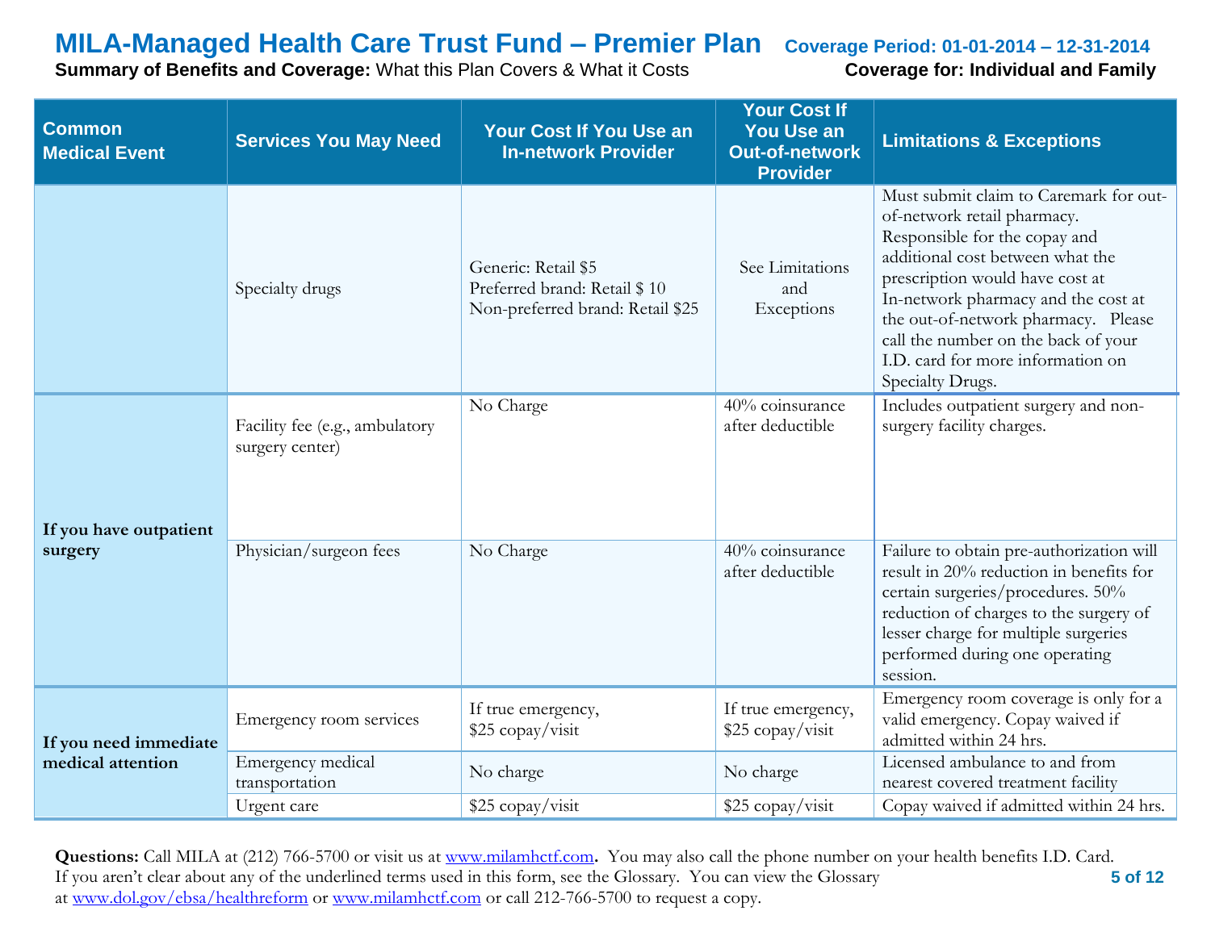| Common Medical Event | Services You May Need | Your Cost If You Use an In-network Provider | Your Cost If You Use an Out-of-network Provider | Limitations & Exceptions |
|---|---|---|---|---|
| | Specialty drugs | Generic: Retail $5<br>Preferred brand: Retail $ 10<br>Non-preferred brand: Retail $25 | See Limitations and Exceptions | Must submit claim to Caremark for out-of-network retail pharmacy. Responsible for the copay and additional cost between what the prescription would have cost at In-network pharmacy and the cost at the out-of-network pharmacy. Please call the number on the back of your I.D. card for more information on Specialty Drugs. |
| **If you have outpatient surgery** | Facility fee (e.g., ambulatory surgery center) | No Charge | 40% coinsurance after deductible | Includes outpatient surgery and non-surgery facility charges. |
| | Physician/surgeon fees | No Charge | 40% coinsurance after deductible | Failure to obtain pre-authorization will result in 20% reduction in benefits for certain surgeries/procedures. 50% reduction of charges to the surgery of lesser charge for multiple surgeries performed during one operating session. |
| **If you need immediate medical attention** | Emergency room services | If true emergency, $25 copay/visit | If true emergency, $25 copay/visit | Emergency room coverage is only for a valid emergency. Copay waived if admitted within 24 hrs. |
| | Emergency medical transportation | No charge | No charge | Licensed ambulance to and from nearest covered treatment facility |
| | Urgent care | $25 copay/visit | $25 copay/visit | Copay waived if admitted within 24 hrs. |

**Questions:** Call MILA at (212) 766-5700 or visit us at www.milamhctf.com. You may also call the phone number on your health benefits I.D. Card. If you aren't clear about any of the underlined terms used in this form, see the Glossary. You can view the Glossary at www.dol.gov/ebsa/healthreform or www.milamhctf.com or call 212-766-5700 to request a copy.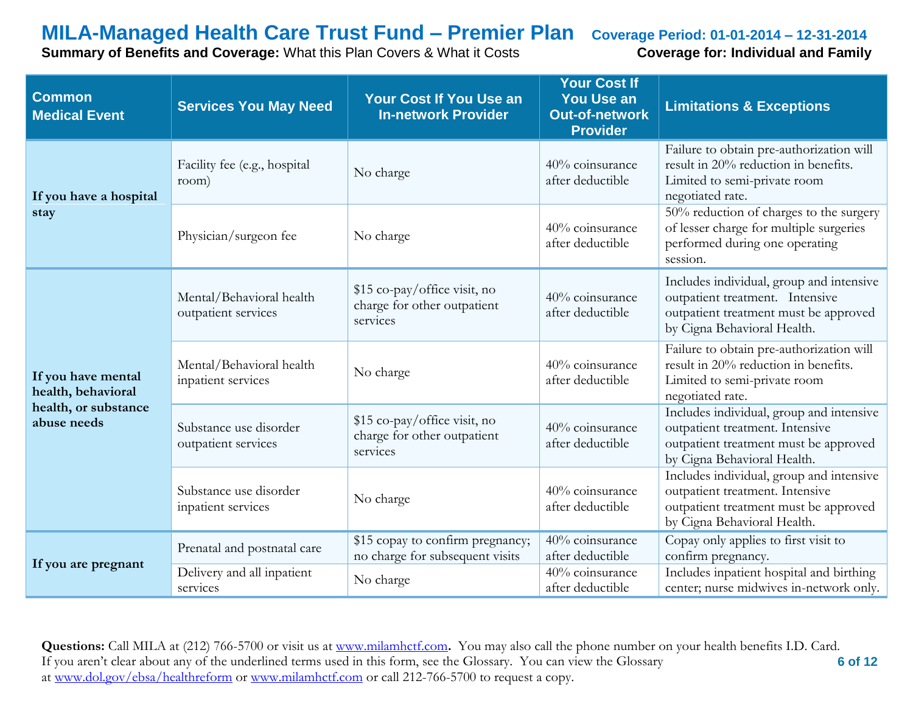# MILA-Managed Health Care Trust Fund – Premier Plan

**Coverage Period: 01-01-2014 – 12-31-2014**

**Summary of Benefits and Coverage:** What this Plan Covers & What it Costs

**Coverage for: Individual and Family**

| Common Medical Event | Services You May Need | Your Cost If You Use an In-network Provider | Your Cost If You Use an Out-of-network Provider | Limitations & Exceptions |
|---|---|---|---|---|
| **If you have a hospital stay** | Facility fee (e.g., hospital room) | No charge | 40% coinsurance after deductible | Failure to obtain pre-authorization will result in 20% reduction in benefits. Limited to semi-private room negotiated rate. |
| | Physician/surgeon fee | No charge | 40% coinsurance after deductible | 50% reduction of charges to the surgery of lesser charge for multiple surgeries performed during one operating session. |
| **If you have mental health, behavioral health, or substance abuse needs** | Mental/Behavioral health outpatient services | $15 co-pay/office visit, no charge for other outpatient services | 40% coinsurance after deductible | Includes individual, group and intensive outpatient treatment. Intensive outpatient treatment must be approved by Cigna Behavioral Health. |
| | Mental/Behavioral health inpatient services | No charge | 40% coinsurance after deductible | Failure to obtain pre-authorization will result in 20% reduction in benefits. Limited to semi-private room negotiated rate. |
| | Substance use disorder outpatient services | $15 co-pay/office visit, no charge for other outpatient services | 40% coinsurance after deductible | Includes individual, group and intensive outpatient treatment. Intensive outpatient treatment must be approved by Cigna Behavioral Health. |
| | Substance use disorder inpatient services | No charge | 40% coinsurance after deductible | Includes individual, group and intensive outpatient treatment. Intensive outpatient treatment must be approved by Cigna Behavioral Health. |
| **If you are pregnant** | Prenatal and postnatal care | $15 copay to confirm pregnancy; no charge for subsequent visits | 40% coinsurance after deductible | Copay only applies to first visit to confirm pregnancy. |
| | Delivery and all inpatient services | No charge | 40% coinsurance after deductible | Includes inpatient hospital and birthing center; nurse midwives in-network only. |

**Questions:** Call MILA at (212) 766-5700 or visit us at www.milamhctf.com. You may also call the phone number on your health benefits I.D. Card. If you aren't clear about any of the underlined terms used in this form, see the Glossary. You can view the Glossary at www.dol.gov/ebsa/healthreform or www.milamhctf.com or call 212-766-5700 to request a copy.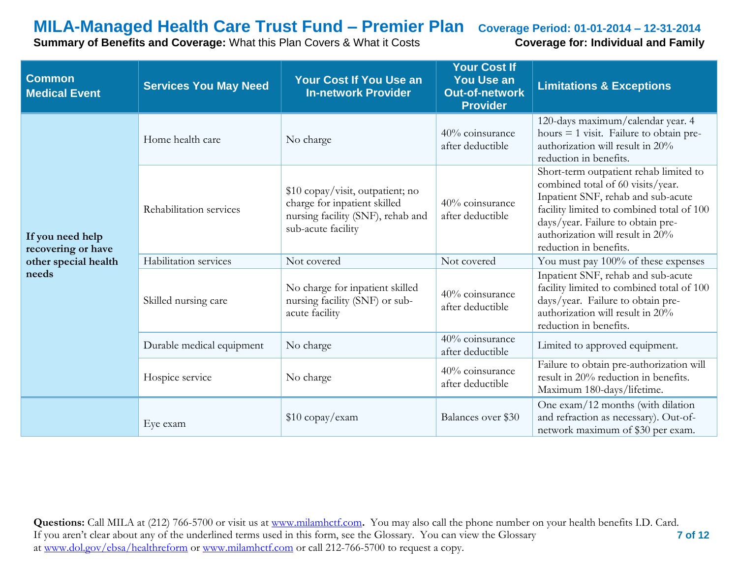# MILA-Managed Health Care Trust Fund – Premier Plan

**Coverage Period: 01-01-2014 – 12-31-2014**

**Summary of Benefits and Coverage:** What this Plan Covers & What it Costs

**Coverage for: Individual and Family**

| Common Medical Event | Services You May Need | Your Cost If You Use an In-network Provider | Your Cost If You Use an Out-of-network Provider | Limitations & Exceptions |
|---|---|---|---|---|
| **If you need help recovering or have other special health needs** | Home health care | No charge | 40% coinsurance after deductible | 120-days maximum/calendar year. 4 hours = 1 visit. Failure to obtain pre-authorization will result in 20% reduction in benefits. |
| | Rehabilitation services | $10 copay/visit, outpatient; no charge for inpatient skilled nursing facility (SNF), rehab and sub-acute facility | 40% coinsurance after deductible | Short-term outpatient rehab limited to combined total of 60 visits/year. Inpatient SNF, rehab and sub-acute facility limited to combined total of 100 days/year. Failure to obtain pre-authorization will result in 20% reduction in benefits. |
| | Habilitation services | Not covered | Not covered | You must pay 100% of these expenses |
| | Skilled nursing care | No charge for inpatient skilled nursing facility (SNF) or sub-acute facility | 40% coinsurance after deductible | Inpatient SNF, rehab and sub-acute facility limited to combined total of 100 days/year. Failure to obtain pre-authorization will result in 20% reduction in benefits. |
| | Durable medical equipment | No charge | 40% coinsurance after deductible | Limited to approved equipment. |
| | Hospice service | No charge | 40% coinsurance after deductible | Failure to obtain pre-authorization will result in 20% reduction in benefits. Maximum 180-days/lifetime. |
| | Eye exam | $10 copay/exam | Balances over $30 | One exam/12 months (with dilation and refraction as necessary). Out-of-network maximum of $30 per exam. |

**Questions:** Call MILA at (212) 766-5700 or visit us at www.milamhctf.com. You may also call the phone number on your health benefits I.D. Card. If you aren't clear about any of the underlined terms used in this form, see the Glossary. You can view the Glossary at www.dol.gov/ebsa/healthreform or www.milamhctf.com or call 212-766-5700 to request a copy.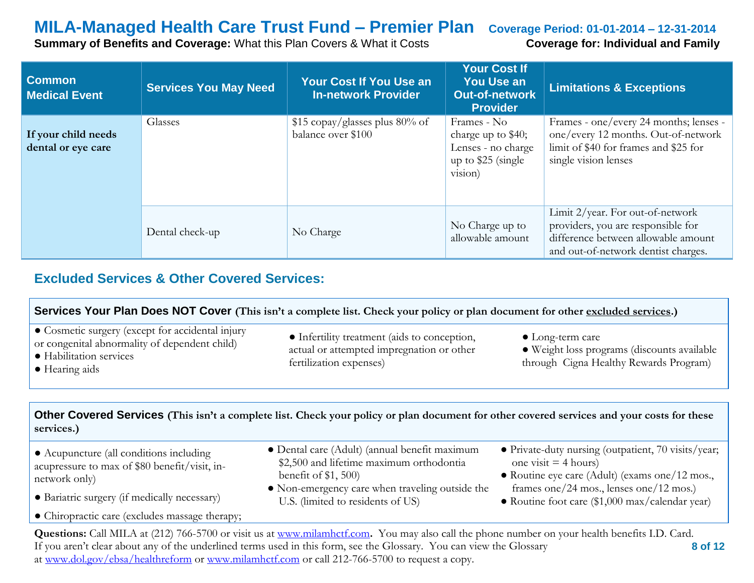# MILA-Managed Health Care Trust Fund – Premier Plan

**Coverage Period: 01-01-2014 – 12-31-2014**

**Summary of Benefits and Coverage:** What this Plan Covers & What it Costs

**Coverage for: Individual and Family**

| Common Medical Event | Services You May Need | Your Cost If You Use an In-network Provider | Your Cost If You Use an Out-of-network Provider | Limitations & Exceptions |
|---|---|---|---|---|
| **If your child needs dental or eye care** | Glasses | $15 copay/glasses plus 80% of balance over $100 | Frames - No charge up to $40; Lenses - no charge up to $25 (single vision) | Frames - one/every 24 months; lenses - one/every 12 months. Out-of-network limit of $40 for frames and $25 for single vision lenses |
| | Dental check-up | No Charge | No Charge up to allowable amount | Limit 2/year. For out-of-network providers, you are responsible for difference between allowable amount and out-of-network dentist charges. |

## Excluded Services & Other Covered Services:

### Services Your Plan Does NOT Cover (This isn't a complete list. Check your policy or plan document for other excluded services.)

- Cosmetic surgery (except for accidental injury or congenital abnormality of dependent child)
- Habilitation services
- Hearing aids
- Infertility treatment (aids to conception, actual or attempted impregnation or other fertilization expenses)
- Long-term care
- Weight loss programs (discounts available through Cigna Healthy Rewards Program)

### Other Covered Services (This isn't a complete list. Check your policy or plan document for other covered services and your costs for these services.)

- Acupuncture (all conditions including acupressure to max of $80 benefit/visit, in-network only)
- Bariatric surgery (if medically necessary)
- Chiropractic care (excludes massage therapy;
- Dental care (Adult) (annual benefit maximum $2,500 and lifetime maximum orthodontia benefit of $1, 500)
- Non-emergency care when traveling outside the U.S. (limited to residents of US)
- Private-duty nursing (outpatient, 70 visits/year; one visit = 4 hours)
- Routine eye care (Adult) (exams one/12 mos., frames one/24 mos., lenses one/12 mos.)
- Routine foot care ($1,000 max/calendar year)

**Questions:** Call MILA at (212) 766-5700 or visit us at www.milamhctf.com. You may also call the phone number on your health benefits I.D. Card. If you aren't clear about any of the underlined terms used in this form, see the Glossary. You can view the Glossary at www.dol.gov/ebsa/healthreform or www.milamhctf.com or call 212-766-5700 to request a copy.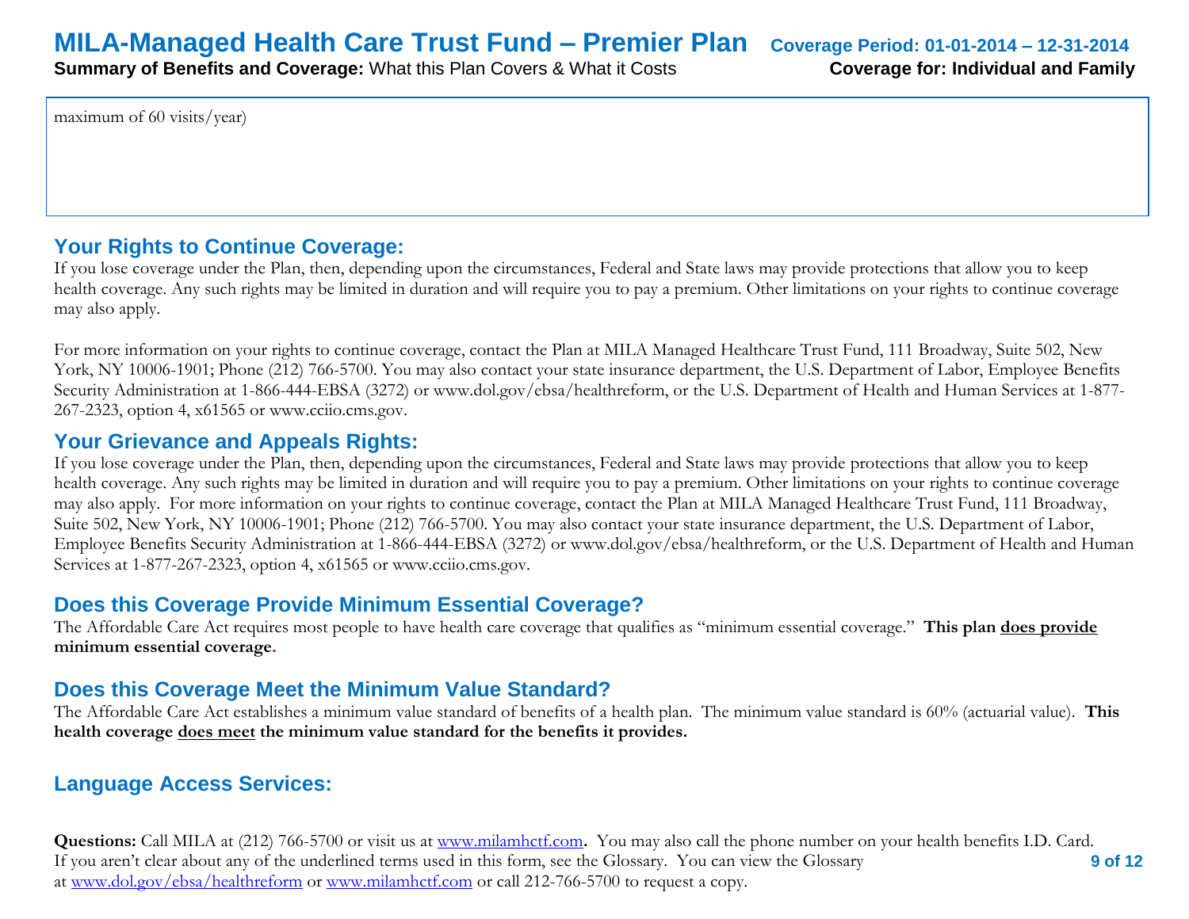maximum of 60 visits/year)

## Your Rights to Continue Coverage:

If you lose coverage under the Plan, then, depending upon the circumstances, Federal and State laws may provide protections that allow you to keep health coverage. Any such rights may be limited in duration and will require you to pay a premium. Other limitations on your rights to continue coverage may also apply.

For more information on your rights to continue coverage, contact the Plan at MILA Managed Healthcare Trust Fund, 111 Broadway, Suite 502, New York, NY 10006-1901; Phone (212) 766-5700. You may also contact your state insurance department, the U.S. Department of Labor, Employee Benefits Security Administration at 1-866-444-EBSA (3272) or www.dol.gov/ebsa/healthreform, or the U.S. Department of Health and Human Services at 1-877-267-2323, option 4, x61565 or www.cciio.cms.gov.

## Your Grievance and Appeals Rights:

If you lose coverage under the Plan, then, depending upon the circumstances, Federal and State laws may provide protections that allow you to keep health coverage. Any such rights may be limited in duration and will require you to pay a premium. Other limitations on your rights to continue coverage may also apply. For more information on your rights to continue coverage, contact the Plan at MILA Managed Healthcare Trust Fund, 111 Broadway, Suite 502, New York, NY 10006-1901; Phone (212) 766-5700. You may also contact your state insurance department, the U.S. Department of Labor, Employee Benefits Security Administration at 1-866-444-EBSA (3272) or www.dol.gov/ebsa/healthreform, or the U.S. Department of Health and Human Services at 1-877-267-2323, option 4, x61565 or www.cciio.cms.gov.

## Does this Coverage Provide Minimum Essential Coverage?

The Affordable Care Act requires most people to have health care coverage that qualifies as "minimum essential coverage." **This plan does provide minimum essential coverage.**

## Does this Coverage Meet the Minimum Value Standard?

The Affordable Care Act establishes a minimum value standard of benefits of a health plan. The minimum value standard is 60% (actuarial value). **This health coverage does meet the minimum value standard for the benefits it provides.**

## Language Access Services:

**Questions:** Call MILA at (212) 766-5700 or visit us at www.milamhctf.com**.** You may also call the phone number on your health benefits I.D. Card. If you aren't clear about any of the underlined terms used in this form, see the Glossary. You can view the Glossary at www.dol.gov/ebsa/healthreform or www.milamhctf.com or call 212-766-5700 to request a copy.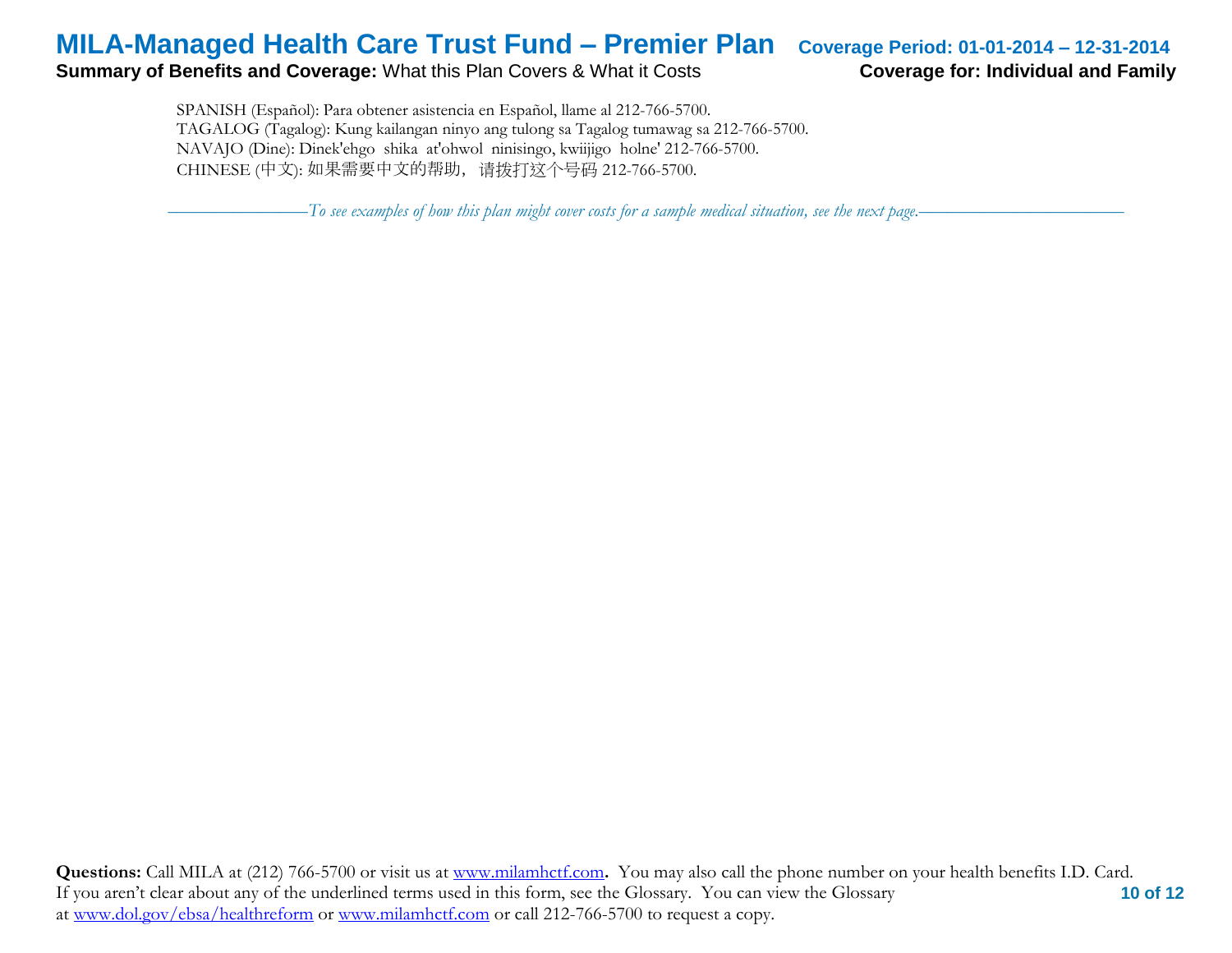SPANISH (Español): Para obtener asistencia en Español, llame al 212-766-5700.
TAGALOG (Tagalog): Kung kailangan ninyo ang tulong sa Tagalog tumawag sa 212-766-5700.
NAVAJO (Dine): Dinek'ehgo shika at'ohwol ninisingo, kwiijigo holne' 212-766-5700.
CHINESE (中文): 如果需要中文的帮助，请拨打这个号码 212-766-5700.

*——————To see examples of how this plan might cover costs for a sample medical situation, see the next page.——————*

**Questions:** Call MILA at (212) 766-5700 or visit us at www.milamhctf.com**.** You may also call the phone number on your health benefits I.D. Card. If you aren't clear about any of the underlined terms used in this form, see the Glossary. You can view the Glossary at www.dol.gov/ebsa/healthreform or www.milamhctf.com or call 212-766-5700 to request a copy.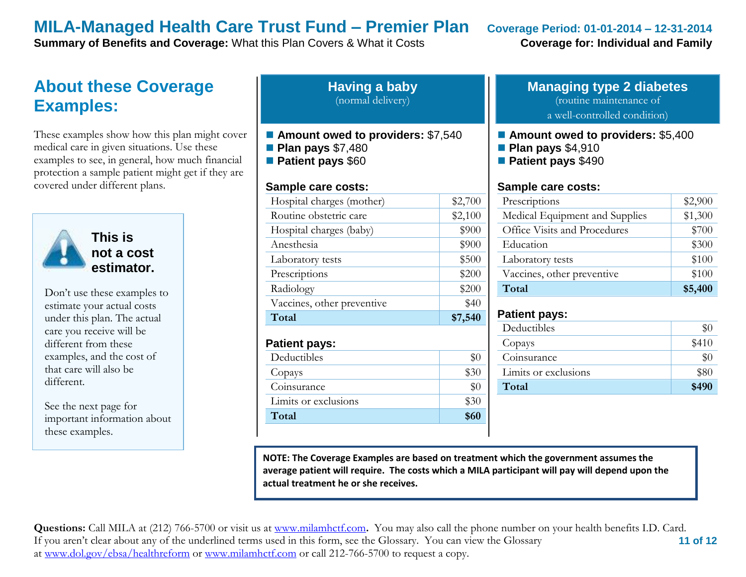# MILA-Managed Health Care Trust Fund – Premier Plan

**Coverage Period: 01-01-2014 – 12-31-2014**

**Summary of Benefits and Coverage:** What this Plan Covers & What it Costs

**Coverage for: Individual and Family**

## About these Coverage Examples:

These examples show how this plan might cover medical care in given situations. Use these examples to see, in general, how much financial protection a sample patient might get if they are covered under different plans.

**This is not a cost estimator.**

Don't use these examples to estimate your actual costs under this plan. The actual care you receive will be different from these examples, and the cost of that care will also be different.

See the next page for important information about these examples.

### Having a baby
(normal delivery)

- **Amount owed to providers:** $7,540
- **Plan pays** $7,480
- **Patient pays** $60

**Sample care costs:**

| | |
|---|---|
| Hospital charges (mother) | $2,700 |
| Routine obstetric care | $2,100 |
| Hospital charges (baby) | $900 |
| Anesthesia | $900 |
| Laboratory tests | $500 |
| Prescriptions | $200 |
| Radiology | $200 |
| Vaccines, other preventive | $40 |
| **Total** | **$7,540** |

**Patient pays:**

| | |
|---|---|
| Deductibles | $0 |
| Copays | $30 |
| Coinsurance | $0 |
| Limits or exclusions | $30 |
| **Total** | **$60** |

### Managing type 2 diabetes
(routine maintenance of a well-controlled condition)

- **Amount owed to providers:** $5,400
- **Plan pays** $4,910
- **Patient pays** $490

**Sample care costs:**

| | |
|---|---|
| Prescriptions | $2,900 |
| Medical Equipment and Supplies | $1,300 |
| Office Visits and Procedures | $700 |
| Education | $300 |
| Laboratory tests | $100 |
| Vaccines, other preventive | $100 |
| **Total** | **$5,400** |

**Patient pays:**

| | |
|---|---|
| Deductibles | $0 |
| Copays | $410 |
| Coinsurance | $0 |
| Limits or exclusions | $80 |
| **Total** | **$490** |

**NOTE: The Coverage Examples are based on treatment which the government assumes the average patient will require. The costs which a MILA participant will pay will depend upon the actual treatment he or she receives.**

**Questions:** Call MILA at (212) 766-5700 or visit us at www.milamhctf.com**.** You may also call the phone number on your health benefits I.D. Card. If you aren't clear about any of the underlined terms used in this form, see the Glossary. You can view the Glossary at www.dol.gov/ebsa/healthreform or www.milamhctf.com or call 212-766-5700 to request a copy.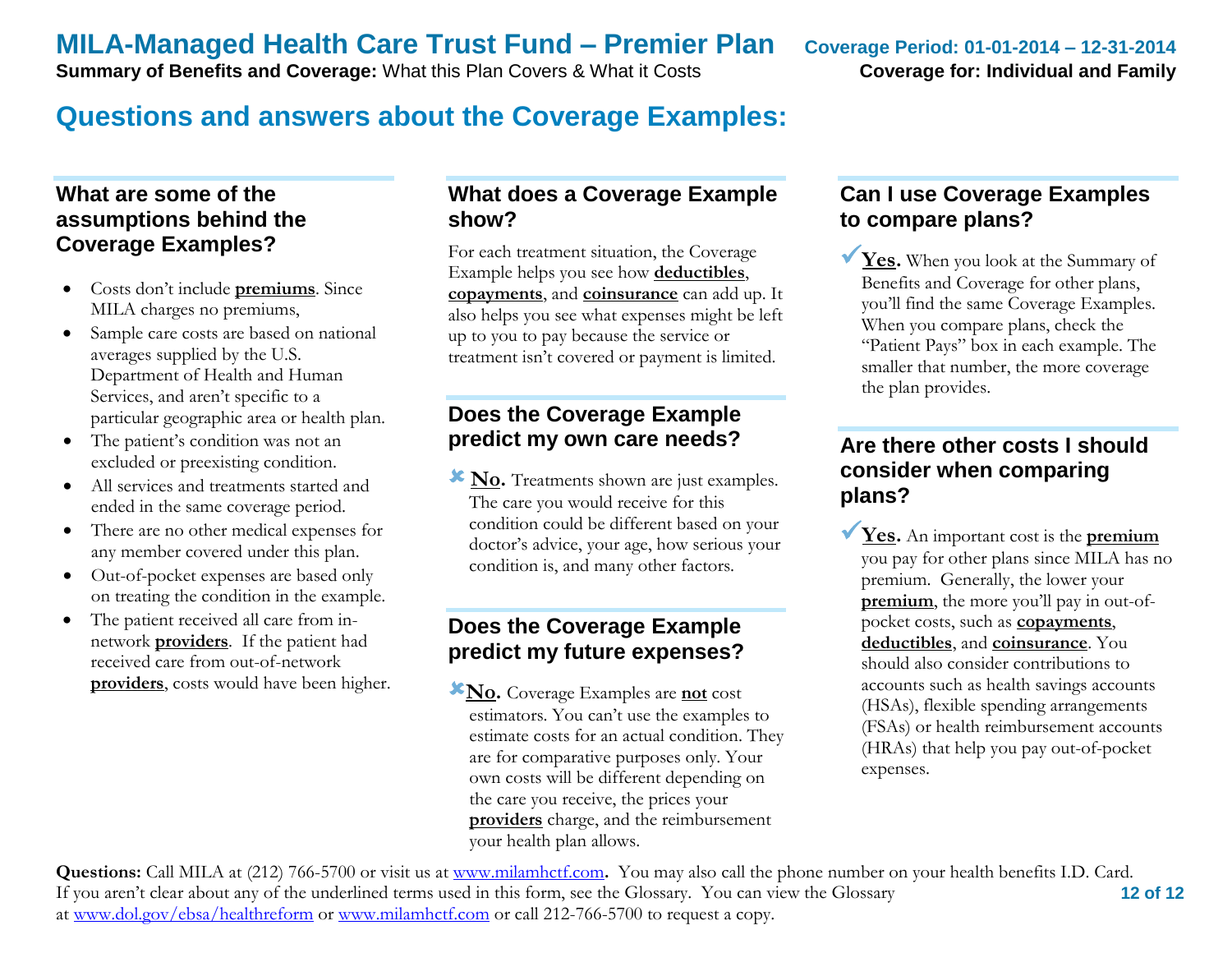# Questions and answers about the Coverage Examples:

## What are some of the assumptions behind the Coverage Examples?

- Costs don't include **premiums**. Since MILA charges no premiums,
- Sample care costs are based on national averages supplied by the U.S. Department of Health and Human Services, and aren't specific to a particular geographic area or health plan.
- The patient's condition was not an excluded or preexisting condition.
- All services and treatments started and ended in the same coverage period.
- There are no other medical expenses for any member covered under this plan.
- Out-of-pocket expenses are based only on treating the condition in the example.
- The patient received all care from in-network **providers**. If the patient had received care from out-of-network **providers**, costs would have been higher.

## What does a Coverage Example show?

For each treatment situation, the Coverage Example helps you see how **deductibles**, **copayments**, and **coinsurance** can add up. It also helps you see what expenses might be left up to you to pay because the service or treatment isn't covered or payment is limited.

## Does the Coverage Example predict my own care needs?

✘ **No.** Treatments shown are just examples. The care you would receive for this condition could be different based on your doctor's advice, your age, how serious your condition is, and many other factors.

## Does the Coverage Example predict my future expenses?

✘ **No.** Coverage Examples are **not** cost estimators. You can't use the examples to estimate costs for an actual condition. They are for comparative purposes only. Your own costs will be different depending on the care you receive, the prices your **providers** charge, and the reimbursement your health plan allows.

## Can I use Coverage Examples to compare plans?

✔ **Yes.** When you look at the Summary of Benefits and Coverage for other plans, you'll find the same Coverage Examples. When you compare plans, check the "Patient Pays" box in each example. The smaller that number, the more coverage the plan provides.

## Are there other costs I should consider when comparing plans?

✔ **Yes.** An important cost is the **premium** you pay for other plans since MILA has no premium. Generally, the lower your **premium**, the more you'll pay in out-of-pocket costs, such as **copayments**, **deductibles**, and **coinsurance**. You should also consider contributions to accounts such as health savings accounts (HSAs), flexible spending arrangements (FSAs) or health reimbursement accounts (HRAs) that help you pay out-of-pocket expenses.

**Questions:** Call MILA at (212) 766-5700 or visit us at www.milamhctf.com**.** You may also call the phone number on your health benefits I.D. Card. If you aren't clear about any of the underlined terms used in this form, see the Glossary. You can view the Glossary at www.dol.gov/ebsa/healthreform or www.milamhctf.com or call 212-766-5700 to request a copy.